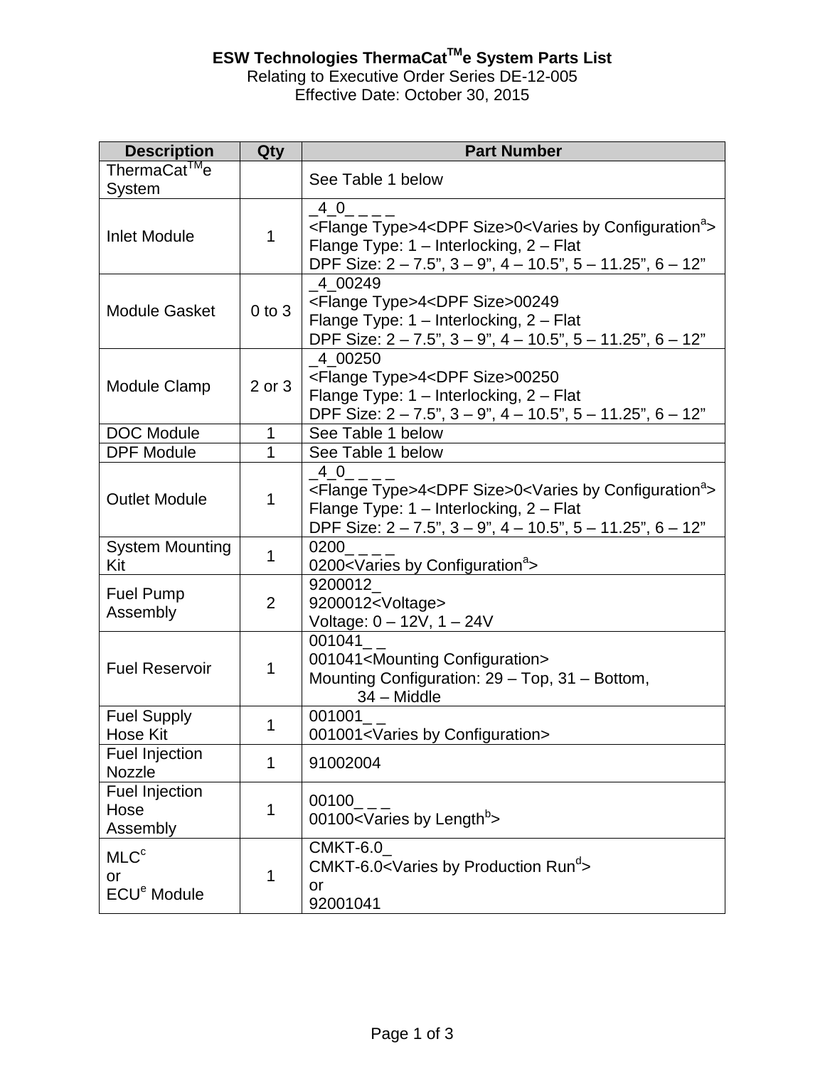**ESW Technologies ThermaCat[TM]e System Parts List**

Relating to Executive Order Series DE-12-005

Effective Date: October 30, 2015

| Description | Qty | Part Number |
|---|---|---|
| ThermaCat[TM]e System | | See Table 1 below |
| Inlet Module | 1 | _4_0_ _ _ _<br><Flange Type>4<DPF Size>0<Varies by Configuration[a]><br>Flange Type: 1 – Interlocking, 2 – Flat<br>DPF Size: 2 – 7.5", 3 – 9", 4 – 10.5", 5 – 11.25", 6 – 12" |
| Module Gasket | 0 to 3 | _4_00249<br><Flange Type>4<DPF Size>00249<br>Flange Type: 1 – Interlocking, 2 – Flat<br>DPF Size: 2 – 7.5", 3 – 9", 4 – 10.5", 5 – 11.25", 6 – 12" |
| Module Clamp | 2 or 3 | _4_00250<br><Flange Type>4<DPF Size>00250<br>Flange Type: 1 – Interlocking, 2 – Flat<br>DPF Size: 2 – 7.5", 3 – 9", 4 – 10.5", 5 – 11.25", 6 – 12" |
| DOC Module | 1 | See Table 1 below |
| DPF Module | 1 | See Table 1 below |
| Outlet Module | 1 | _4_0_ _ _ _<br><Flange Type>4<DPF Size>0<Varies by Configuration[a]><br>Flange Type: 1 – Interlocking, 2 – Flat<br>DPF Size: 2 – 7.5", 3 – 9", 4 – 10.5", 5 – 11.25", 6 – 12" |
| System Mounting Kit | 1 | 0200_ _ _ _<br>0200<Varies by Configuration[a]> |
| Fuel Pump Assembly | 2 | 9200012_<br>9200012<Voltage><br>Voltage: 0 – 12V, 1 – 24V |
| Fuel Reservoir | 1 | 001041_ _<br>001041<Mounting Configuration><br>Mounting Configuration: 29 – Top, 31 – Bottom, 34 – Middle |
| Fuel Supply Hose Kit | 1 | 001001_ _<br>001001<Varies by Configuration> |
| Fuel Injection Nozzle | 1 | 91002004 |
| Fuel Injection Hose Assembly | 1 | 00100_ _ _<br>00100<Varies by Length[b]> |
| MLC[c] or ECU[e] Module | 1 | CMKT-6.0_<br>CMKT-6.0<Varies by Production Run[d]><br>or<br>92001041 |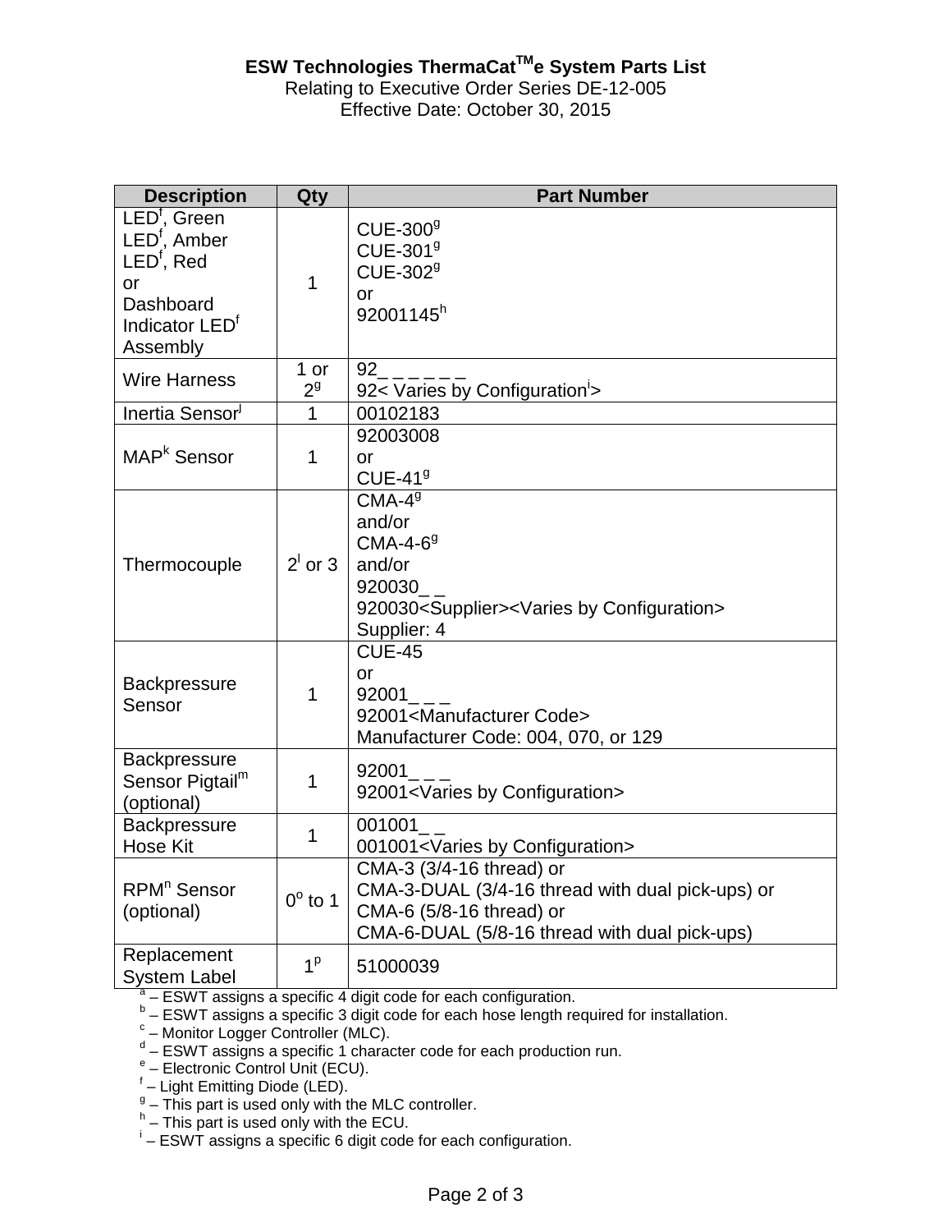**ESW Technologies ThermaCat[TM]e System Parts List**
Relating to Executive Order Series DE-12-005
Effective Date: October 30, 2015

| Description | Qty | Part Number |
|---|---|---|
| LED[f], Green<br>LED[f], Amber<br>LED[f], Red<br>or<br>Dashboard Indicator LED[f] Assembly | 1 | CUE-300[g]<br>CUE-301[g]<br>CUE-302[g]<br>or<br>92001145[h] |
| Wire Harness | 1 or 2[g] | 92_ _ _ _ _ _<br>92< Varies by Configuration[i]> |
| Inertia Sensor[j] | 1 | 00102183 |
| MAP[k] Sensor | 1 | 92003008<br>or<br>CUE-41[g] |
| Thermocouple | 2[l] or 3 | CMA-4[g]<br>and/or<br>CMA-4-6[g]<br>and/or<br>920030_ _<br>920030<Supplier><Varies by Configuration><br>Supplier: 4 |
| Backpressure Sensor | 1 | CUE-45<br>or<br>92001_ _ _<br>92001<Manufacturer Code><br>Manufacturer Code: 004, 070, or 129 |
| Backpressure Sensor Pigtail[m] (optional) | 1 | 92001_ _ _<br>92001<Varies by Configuration> |
| Backpressure Hose Kit | 1 | 001001_ _<br>001001<Varies by Configuration> |
| RPM[n] Sensor (optional) | 0[o] to 1 | CMA-3 (3/4-16 thread) or<br>CMA-3-DUAL (3/4-16 thread with dual pick-ups) or<br>CMA-6 (5/8-16 thread) or<br>CMA-6-DUAL (5/8-16 thread with dual pick-ups) |
| Replacement System Label | 1[p] | 51000039 |

[a] – ESWT assigns a specific 4 digit code for each configuration.
[b] – ESWT assigns a specific 3 digit code for each hose length required for installation.
[c] – Monitor Logger Controller (MLC).
[d] – ESWT assigns a specific 1 character code for each production run.
[e] – Electronic Control Unit (ECU).
[f] – Light Emitting Diode (LED).
[g] – This part is used only with the MLC controller.
[h] – This part is used only with the ECU.
[i] – ESWT assigns a specific 6 digit code for each configuration.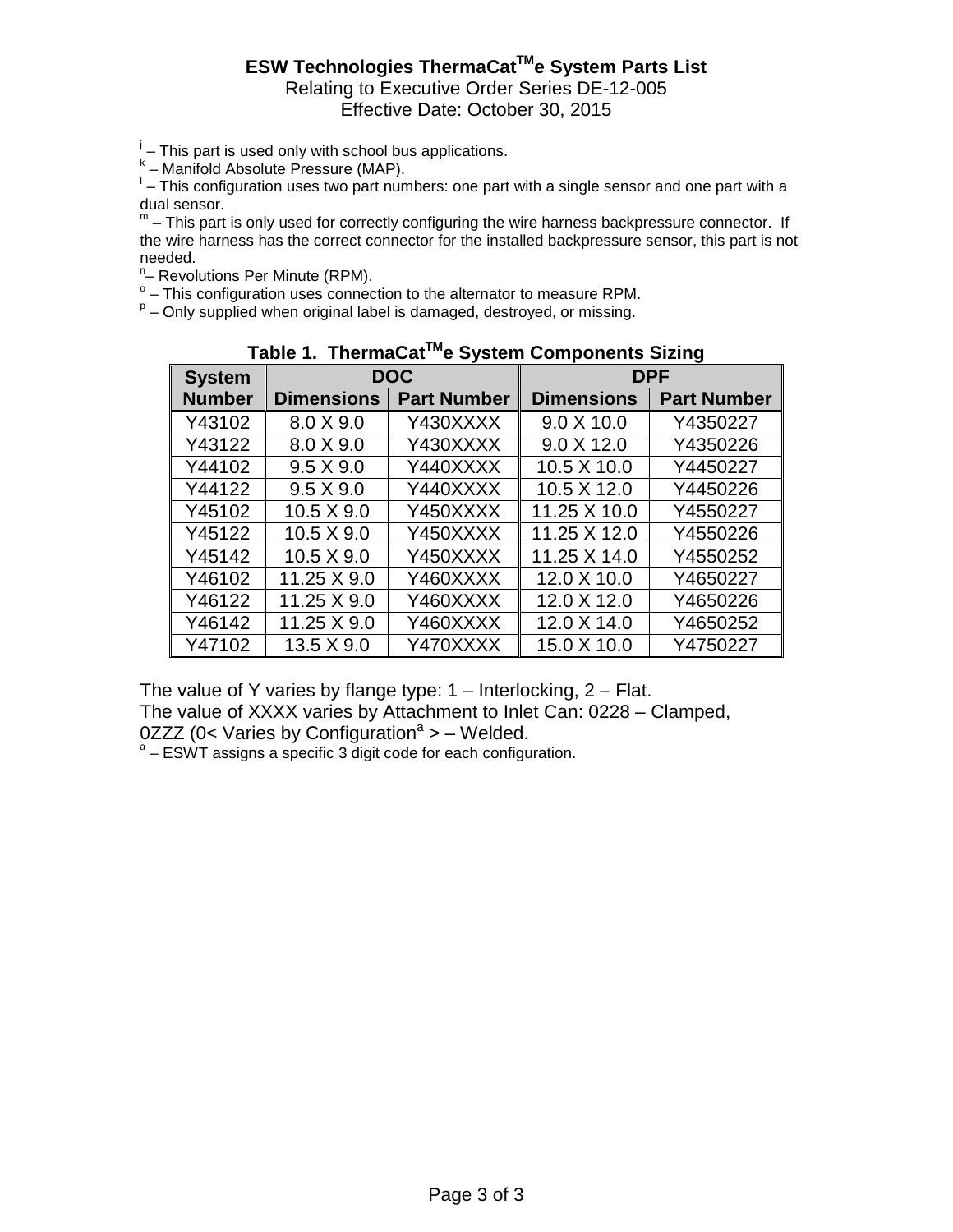# ESW Technologies ThermaCat$^{TM}$e System Parts List

Relating to Executive Order Series DE-12-005

Effective Date: October 30, 2015

[j] – This part is used only with school bus applications.
[k] – Manifold Absolute Pressure (MAP).
[l] – This configuration uses two part numbers: one part with a single sensor and one part with a dual sensor.
[m] – This part is only used for correctly configuring the wire harness backpressure connector. If the wire harness has the correct connector for the installed backpressure sensor, this part is not needed.
[n]– Revolutions Per Minute (RPM).
[o] – This configuration uses connection to the alternator to measure RPM.
[p] – Only supplied when original label is damaged, destroyed, or missing.

**Table 1. ThermaCat$^{TM}$e System Components Sizing**

| System Number | DOC | | DPF | |
|---|---|---|---|---|
| | Dimensions | Part Number | Dimensions | Part Number |
| Y43102 | 8.0 X 9.0 | Y430XXXX | 9.0 X 10.0 | Y4350227 |
| Y43122 | 8.0 X 9.0 | Y430XXXX | 9.0 X 12.0 | Y4350226 |
| Y44102 | 9.5 X 9.0 | Y440XXXX | 10.5 X 10.0 | Y4450227 |
| Y44122 | 9.5 X 9.0 | Y440XXXX | 10.5 X 12.0 | Y4450226 |
| Y45102 | 10.5 X 9.0 | Y450XXXX | 11.25 X 10.0 | Y4550227 |
| Y45122 | 10.5 X 9.0 | Y450XXXX | 11.25 X 12.0 | Y4550226 |
| Y45142 | 10.5 X 9.0 | Y450XXXX | 11.25 X 14.0 | Y4550252 |
| Y46102 | 11.25 X 9.0 | Y460XXXX | 12.0 X 10.0 | Y4650227 |
| Y46122 | 11.25 X 9.0 | Y460XXXX | 12.0 X 12.0 | Y4650226 |
| Y46142 | 11.25 X 9.0 | Y460XXXX | 12.0 X 14.0 | Y4650252 |
| Y47102 | 13.5 X 9.0 | Y470XXXX | 15.0 X 10.0 | Y4750227 |

The value of Y varies by flange type: 1 – Interlocking, 2 – Flat.
The value of XXXX varies by Attachment to Inlet Can: 0228 – Clamped, 0ZZZ (0< Varies by Configuration[a] > – Welded.
[a] – ESWT assigns a specific 3 digit code for each configuration.